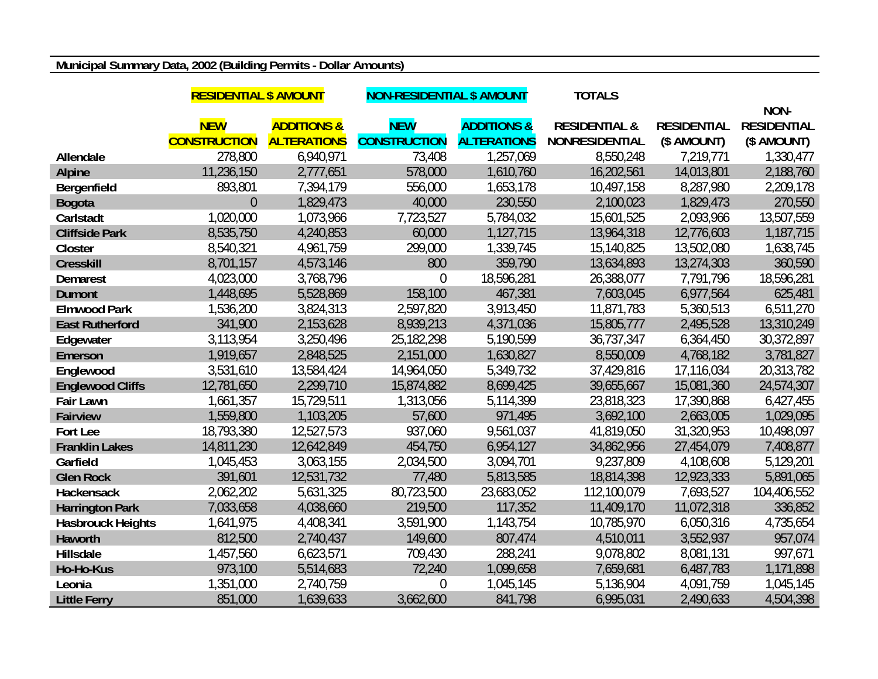**Municipal Summary Data, 2002 (Building Permits - Dollar Amounts)**

| | RESIDENTIAL $ AMOUNT | | NON-RESIDENTIAL $ AMOUNT | | TOTALS | | |
|---|---|---|---|---|---|---|---|
| | NEW CONSTRUCTION | ADDITIONS & ALTERATIONS | NEW CONSTRUCTION | ADDITIONS & ALTERATIONS | RESIDENTIAL & NONRESIDENTIAL | RESIDENTIAL ($ AMOUNT) | NON-RESIDENTIAL ($ AMOUNT) |
| Allendale | 278,800 | 6,940,971 | 73,408 | 1,257,069 | 8,550,248 | 7,219,771 | 1,330,477 |
| Alpine | 11,236,150 | 2,777,651 | 578,000 | 1,610,760 | 16,202,561 | 14,013,801 | 2,188,760 |
| Bergenfield | 893,801 | 7,394,179 | 556,000 | 1,653,178 | 10,497,158 | 8,287,980 | 2,209,178 |
| Bogota | 0 | 1,829,473 | 40,000 | 230,550 | 2,100,023 | 1,829,473 | 270,550 |
| Carlstadt | 1,020,000 | 1,073,966 | 7,723,527 | 5,784,032 | 15,601,525 | 2,093,966 | 13,507,559 |
| Cliffside Park | 8,535,750 | 4,240,853 | 60,000 | 1,127,715 | 13,964,318 | 12,776,603 | 1,187,715 |
| Closter | 8,540,321 | 4,961,759 | 299,000 | 1,339,745 | 15,140,825 | 13,502,080 | 1,638,745 |
| Cresskill | 8,701,157 | 4,573,146 | 800 | 359,790 | 13,634,893 | 13,274,303 | 360,590 |
| Demarest | 4,023,000 | 3,768,796 | 0 | 18,596,281 | 26,388,077 | 7,791,796 | 18,596,281 |
| Dumont | 1,448,695 | 5,528,869 | 158,100 | 467,381 | 7,603,045 | 6,977,564 | 625,481 |
| Elmwood Park | 1,536,200 | 3,824,313 | 2,597,820 | 3,913,450 | 11,871,783 | 5,360,513 | 6,511,270 |
| East Rutherford | 341,900 | 2,153,628 | 8,939,213 | 4,371,036 | 15,805,777 | 2,495,528 | 13,310,249 |
| Edgewater | 3,113,954 | 3,250,496 | 25,182,298 | 5,190,599 | 36,737,347 | 6,364,450 | 30,372,897 |
| Emerson | 1,919,657 | 2,848,525 | 2,151,000 | 1,630,827 | 8,550,009 | 4,768,182 | 3,781,827 |
| Englewood | 3,531,610 | 13,584,424 | 14,964,050 | 5,349,732 | 37,429,816 | 17,116,034 | 20,313,782 |
| Englewood Cliffs | 12,781,650 | 2,299,710 | 15,874,882 | 8,699,425 | 39,655,667 | 15,081,360 | 24,574,307 |
| Fair Lawn | 1,661,357 | 15,729,511 | 1,313,056 | 5,114,399 | 23,818,323 | 17,390,868 | 6,427,455 |
| Fairview | 1,559,800 | 1,103,205 | 57,600 | 971,495 | 3,692,100 | 2,663,005 | 1,029,095 |
| Fort Lee | 18,793,380 | 12,527,573 | 937,060 | 9,561,037 | 41,819,050 | 31,320,953 | 10,498,097 |
| Franklin Lakes | 14,811,230 | 12,642,849 | 454,750 | 6,954,127 | 34,862,956 | 27,454,079 | 7,408,877 |
| Garfield | 1,045,453 | 3,063,155 | 2,034,500 | 3,094,701 | 9,237,809 | 4,108,608 | 5,129,201 |
| Glen Rock | 391,601 | 12,531,732 | 77,480 | 5,813,585 | 18,814,398 | 12,923,333 | 5,891,065 |
| Hackensack | 2,062,202 | 5,631,325 | 80,723,500 | 23,683,052 | 112,100,079 | 7,693,527 | 104,406,552 |
| Harrington Park | 7,033,658 | 4,038,660 | 219,500 | 117,352 | 11,409,170 | 11,072,318 | 336,852 |
| Hasbrouck Heights | 1,641,975 | 4,408,341 | 3,591,900 | 1,143,754 | 10,785,970 | 6,050,316 | 4,735,654 |
| Haworth | 812,500 | 2,740,437 | 149,600 | 807,474 | 4,510,011 | 3,552,937 | 957,074 |
| Hillsdale | 1,457,560 | 6,623,571 | 709,430 | 288,241 | 9,078,802 | 8,081,131 | 997,671 |
| Ho-Ho-Kus | 973,100 | 5,514,683 | 72,240 | 1,099,658 | 7,659,681 | 6,487,783 | 1,171,898 |
| Leonia | 1,351,000 | 2,740,759 | 0 | 1,045,145 | 5,136,904 | 4,091,759 | 1,045,145 |
| Little Ferry | 851,000 | 1,639,633 | 3,662,600 | 841,798 | 6,995,031 | 2,490,633 | 4,504,398 |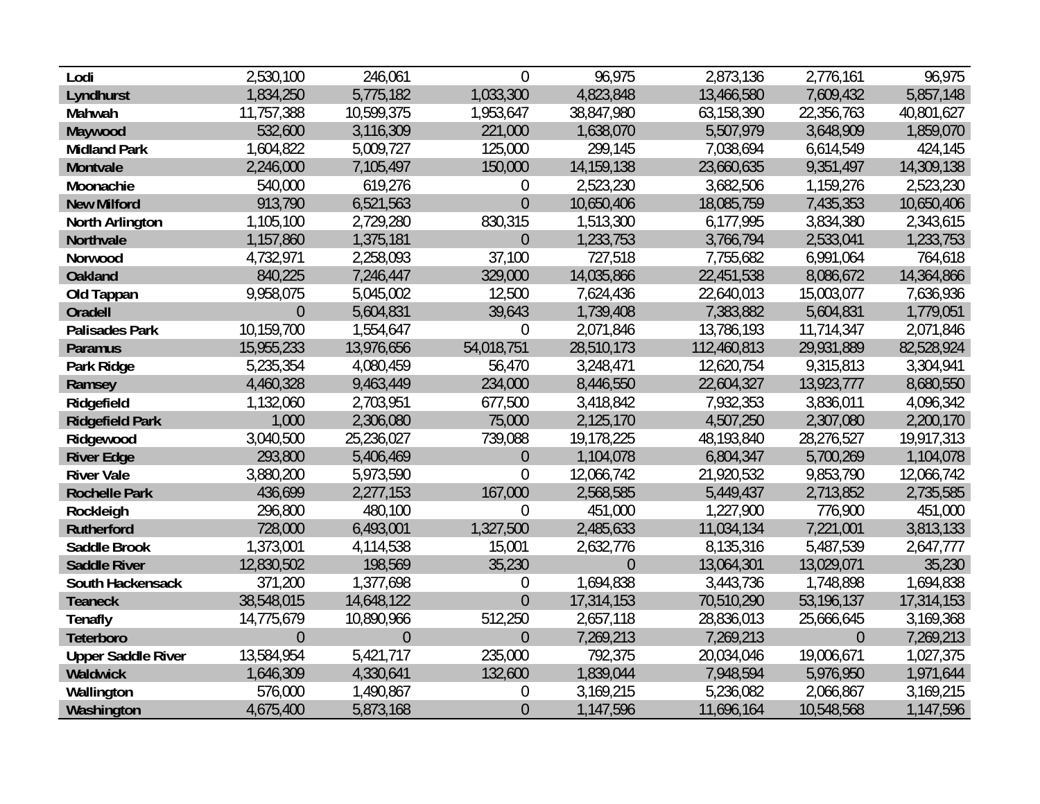| | | | | | | | |
|---|---|---|---|---|---|---|---|
| **Lodi** | 2,530,100 | 246,061 | 0 | 96,975 | 2,873,136 | 2,776,161 | 96,975 |
| **Lyndhurst** | 1,834,250 | 5,775,182 | 1,033,300 | 4,823,848 | 13,466,580 | 7,609,432 | 5,857,148 |
| **Mahwah** | 11,757,388 | 10,599,375 | 1,953,647 | 38,847,980 | 63,158,390 | 22,356,763 | 40,801,627 |
| **Maywood** | 532,600 | 3,116,309 | 221,000 | 1,638,070 | 5,507,979 | 3,648,909 | 1,859,070 |
| **Midland Park** | 1,604,822 | 5,009,727 | 125,000 | 299,145 | 7,038,694 | 6,614,549 | 424,145 |
| **Montvale** | 2,246,000 | 7,105,497 | 150,000 | 14,159,138 | 23,660,635 | 9,351,497 | 14,309,138 |
| **Moonachie** | 540,000 | 619,276 | 0 | 2,523,230 | 3,682,506 | 1,159,276 | 2,523,230 |
| **New Milford** | 913,790 | 6,521,563 | 0 | 10,650,406 | 18,085,759 | 7,435,353 | 10,650,406 |
| **North Arlington** | 1,105,100 | 2,729,280 | 830,315 | 1,513,300 | 6,177,995 | 3,834,380 | 2,343,615 |
| **Northvale** | 1,157,860 | 1,375,181 | 0 | 1,233,753 | 3,766,794 | 2,533,041 | 1,233,753 |
| **Norwood** | 4,732,971 | 2,258,093 | 37,100 | 727,518 | 7,755,682 | 6,991,064 | 764,618 |
| **Oakland** | 840,225 | 7,246,447 | 329,000 | 14,035,866 | 22,451,538 | 8,086,672 | 14,364,866 |
| **Old Tappan** | 9,958,075 | 5,045,002 | 12,500 | 7,624,436 | 22,640,013 | 15,003,077 | 7,636,936 |
| **Oradell** | 0 | 5,604,831 | 39,643 | 1,739,408 | 7,383,882 | 5,604,831 | 1,779,051 |
| **Palisades Park** | 10,159,700 | 1,554,647 | 0 | 2,071,846 | 13,786,193 | 11,714,347 | 2,071,846 |
| **Paramus** | 15,955,233 | 13,976,656 | 54,018,751 | 28,510,173 | 112,460,813 | 29,931,889 | 82,528,924 |
| **Park Ridge** | 5,235,354 | 4,080,459 | 56,470 | 3,248,471 | 12,620,754 | 9,315,813 | 3,304,941 |
| **Ramsey** | 4,460,328 | 9,463,449 | 234,000 | 8,446,550 | 22,604,327 | 13,923,777 | 8,680,550 |
| **Ridgefield** | 1,132,060 | 2,703,951 | 677,500 | 3,418,842 | 7,932,353 | 3,836,011 | 4,096,342 |
| **Ridgefield Park** | 1,000 | 2,306,080 | 75,000 | 2,125,170 | 4,507,250 | 2,307,080 | 2,200,170 |
| **Ridgewood** | 3,040,500 | 25,236,027 | 739,088 | 19,178,225 | 48,193,840 | 28,276,527 | 19,917,313 |
| **River Edge** | 293,800 | 5,406,469 | 0 | 1,104,078 | 6,804,347 | 5,700,269 | 1,104,078 |
| **River Vale** | 3,880,200 | 5,973,590 | 0 | 12,066,742 | 21,920,532 | 9,853,790 | 12,066,742 |
| **Rochelle Park** | 436,699 | 2,277,153 | 167,000 | 2,568,585 | 5,449,437 | 2,713,852 | 2,735,585 |
| **Rockleigh** | 296,800 | 480,100 | 0 | 451,000 | 1,227,900 | 776,900 | 451,000 |
| **Rutherford** | 728,000 | 6,493,001 | 1,327,500 | 2,485,633 | 11,034,134 | 7,221,001 | 3,813,133 |
| **Saddle Brook** | 1,373,001 | 4,114,538 | 15,001 | 2,632,776 | 8,135,316 | 5,487,539 | 2,647,777 |
| **Saddle River** | 12,830,502 | 198,569 | 35,230 | 0 | 13,064,301 | 13,029,071 | 35,230 |
| **South Hackensack** | 371,200 | 1,377,698 | 0 | 1,694,838 | 3,443,736 | 1,748,898 | 1,694,838 |
| **Teaneck** | 38,548,015 | 14,648,122 | 0 | 17,314,153 | 70,510,290 | 53,196,137 | 17,314,153 |
| **Tenafly** | 14,775,679 | 10,890,966 | 512,250 | 2,657,118 | 28,836,013 | 25,666,645 | 3,169,368 |
| **Teterboro** | 0 | 0 | 0 | 7,269,213 | 7,269,213 | 0 | 7,269,213 |
| **Upper Saddle River** | 13,584,954 | 5,421,717 | 235,000 | 792,375 | 20,034,046 | 19,006,671 | 1,027,375 |
| **Waldwick** | 1,646,309 | 4,330,641 | 132,600 | 1,839,044 | 7,948,594 | 5,976,950 | 1,971,644 |
| **Wallington** | 576,000 | 1,490,867 | 0 | 3,169,215 | 5,236,082 | 2,066,867 | 3,169,215 |
| **Washington** | 4,675,400 | 5,873,168 | 0 | 1,147,596 | 11,696,164 | 10,548,568 | 1,147,596 |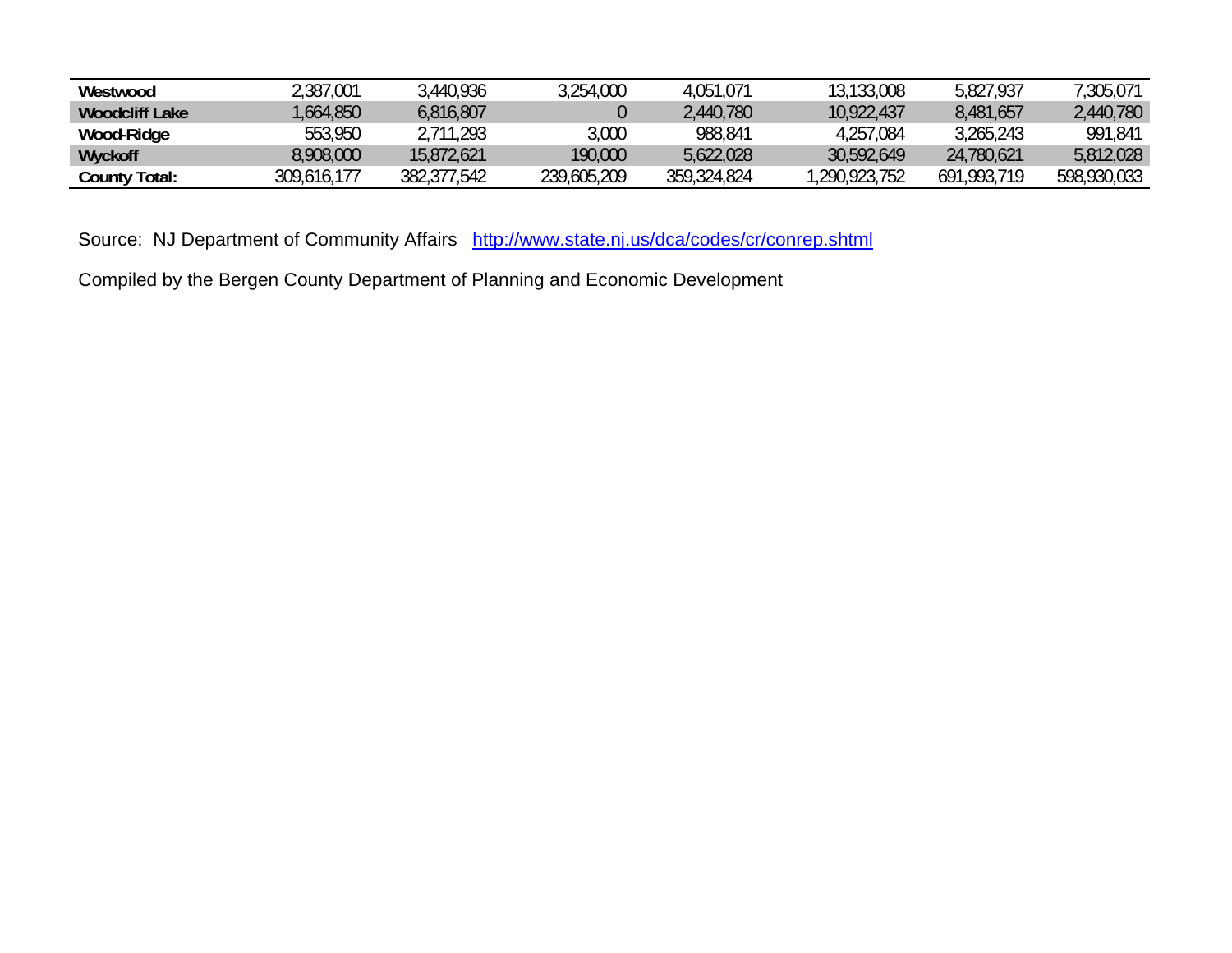| | | | | | | | |
|---|---|---|---|---|---|---|---|
| **Westwood** | 2,387,001 | 3,440,936 | 3,254,000 | 4,051,071 | 13,133,008 | 5,827,937 | 7,305,071 |
| **Woodcliff Lake** | 1,664,850 | 6,816,807 | 0 | 2,440,780 | 10,922,437 | 8,481,657 | 2,440,780 |
| **Wood-Ridge** | 553,950 | 2,711,293 | 3,000 | 988,841 | 4,257,084 | 3,265,243 | 991,841 |
| **Wyckoff** | 8,908,000 | 15,872,621 | 190,000 | 5,622,028 | 30,592,649 | 24,780,621 | 5,812,028 |
| **County Total:** | 309,616,177 | 382,377,542 | 239,605,209 | 359,324,824 | 1,290,923,752 | 691,993,719 | 598,930,033 |

Source: NJ Department of Community Affairs http://www.state.nj.us/dca/codes/cr/conrep.shtml

Compiled by the Bergen County Department of Planning and Economic Development